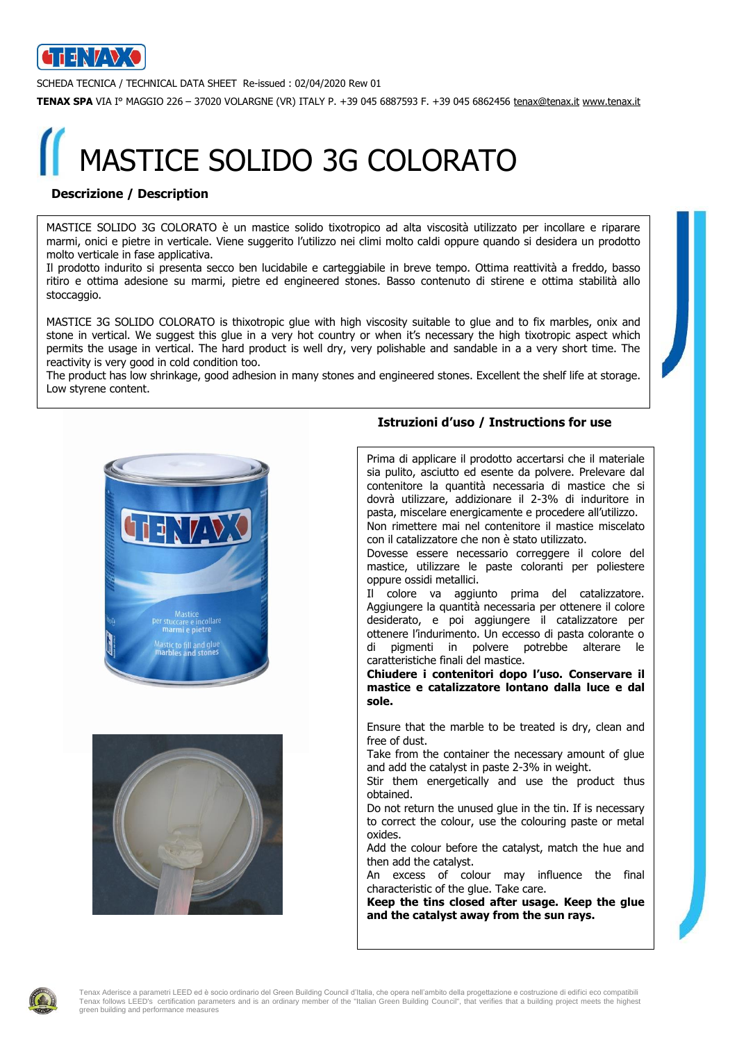SCHEDA TECNICA / TECHNICAL DATA SHEET Re-issued : 02/04/2020 Rew 01

**TENAX SPA** VIA I° MAGGIO 226 – 37020 VOLARGNE (VR) ITALY P. +39 045 6887593 F. +39 045 6862456 tenax@tenax.it www.tenax.it

# MASTICE SOLIDO 3G COLORATO

## Descrizione / Description

MASTICE SOLIDO 3G COLORATO è un mastice solido tixotropico ad alta viscosità utilizzato per incollare e riparare marmi, onici e pietre in verticale. Viene suggerito l'utilizzo nei climi molto caldi oppure quando si desidera un prodotto molto verticale in fase applicativa.
Il prodotto indurito si presenta secco ben lucidabile e carteggiabile in breve tempo. Ottima reattività a freddo, basso ritiro e ottima adesione su marmi, pietre ed engineered stones. Basso contenuto di stirene e ottima stabilità allo stoccaggio.

MASTICE 3G SOLIDO COLORATO is thixotropic glue with high viscosity suitable to glue and to fix marbles, onix and stone in vertical. We suggest this glue in a very hot country or when it's necessary the high tixotropic aspect which permits the usage in vertical. The hard product is well dry, very polishable and sandable in a a very short time. The reactivity is very good in cold condition too.
The product has low shrinkage, good adhesion in many stones and engineered stones. Excellent the shelf life at storage. Low styrene content.

## Istruzioni d'uso / Instructions for use

Prima di applicare il prodotto accertarsi che il materiale sia pulito, asciutto ed esente da polvere. Prelevare dal contenitore la quantità necessaria di mastice che si dovrà utilizzare, addizionare il 2-3% di induritore in pasta, miscelare energicamente e procedere all'utilizzo.
Non rimettere mai nel contenitore il mastice miscelato con il catalizzatore che non è stato utilizzato.
Dovesse essere necessario correggere il colore del mastice, utilizzare le paste coloranti per poliestere oppure ossidi metallici.
Il colore va aggiunto prima del catalizzatore. Aggiungere la quantità necessaria per ottenere il colore desiderato, e poi aggiungere il catalizzatore per ottenere l'indurimento. Un eccesso di pasta colorante o di pigmenti in polvere potrebbe alterare le caratteristiche finali del mastice.
**Chiudere i contenitori dopo l'uso. Conservare il mastice e catalizzatore lontano dalla luce e dal sole.**

Ensure that the marble to be treated is dry, clean and free of dust.
Take from the container the necessary amount of glue and add the catalyst in paste 2-3% in weight.
Stir them energetically and use the product thus obtained.
Do not return the unused glue in the tin. If is necessary to correct the colour, use the colouring paste or metal oxides.
Add the colour before the catalyst, match the hue and then add the catalyst.
An excess of colour may influence the final characteristic of the glue. Take care.
**Keep the tins closed after usage. Keep the glue and the catalyst away from the sun rays.**

Tenax Aderisce a parametri LEED ed è socio ordinario del Green Building Council d'Italia, che opera nell'ambito della progettazione e costruzione di edifici eco compatibili
Tenax follows LEED's certification parameters and is an ordinary member of the "Italian Green Building Council", that verifies that a building project meets the highest green building and performance measures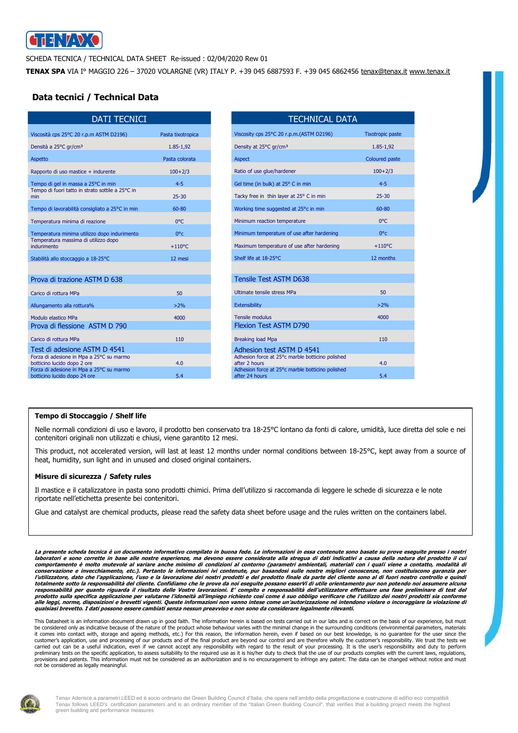SCHEDA TECNICA / TECHNICAL DATA SHEET Re-issued : 02/04/2020 Rew 01

**TENAX SPA** VIA I° MAGGIO 226 – 37020 VOLARGNE (VR) ITALY P. +39 045 6887593 F. +39 045 6862456 tenax@tenax.it www.tenax.it

## Data tecnici / Technical Data

| DATI TECNICI | |
|---|---|
| Viscosità cps 25°C 20 r.p.m ASTM D2196) | Pasta tixotropica |
| Densità a 25°C gr/cm³ | 1.85-1,92 |
| Aspetto | Pasta colorata |
| Rapporto di uso mastice + indurente | 100+2/3 |
| Tempo di gel in massa a 25°C in min | 4-5 |
| Tempo di fuori tatto in strato sottile a 25°C in min | 25-30 |
| Tempo di lavorabilità consigliato a 25°C in min | 60-80 |
| Temperatura minima di reazione | 0°C |
| Temperatura minima utilizzo dopo indurimento | 0°c |
| Temperatura massima di utilizzo dopo indurimento | +110°C |
| Stabilità allo stoccaggio a 18-25°C | 12 mesi |
| | |
| **Prova di trazione ASTM D 638** | |
| Carico di rottura MPa | 50 |
| Allungamento alla rottura% | >2% |
| Modulo elastico MPa | 4000 |
| **Prova di flessione ASTM D 790** | |
| Carico di rottura MPa | 110 |
| **Test di adesione ASTM D 4541** | |
| Forza di adesione in Mpa a 25°C su marmo botticino lucido dopo 2 ore | 4.0 |
| Forza di adesione in Mpa a 25°C su marmo botticino lucido dopo 24 ore | 5.4 |

| TECHNICAL DATA | |
|---|---|
| Viscosity cps 25°C 20 r.p.m.(ASTM D2196) | Tixotropic paste |
| Density at 25°C gr/cm³ | 1.85-1,92 |
| Aspect | Coloured paste |
| Ratio of use glue/hardener | 100+2/3 |
| Gel time (in bulk) at 25° C in min | 4-5 |
| Tacky free in thin layer at 25° C in min | 25-30 |
| Working time suggested at 25°c in min | 60-80 |
| Minimum reaction temperature | 0°C |
| Minimum temperature of use after hardening | 0°c |
| Maximum temperature of use after hardening | +110°C |
| Shelf life at 18-25°C | 12 months |
| | |
| **Tensile Test ASTM D638** | |
| Ultimate tensile stress MPa | 50 |
| Extensibility | >2% |
| Tensile modulus | 4000 |
| **Flexion Test ASTM D790** | |
| Breaking load Mpa | 110 |
| **Adhesion test ASTM D 4541** | |
| Adhesion force at 25°c marble botticino polished after 2 hours | 4.0 |
| Adhesion force at 25°c marble botticino polished after 24 hours | 5.4 |

### Tempo di Stoccaggio / Shelf life

Nelle normali condizioni di uso e lavoro, il prodotto ben conservato tra 18-25°C lontano da fonti di calore, umidità, luce diretta del sole e nei contenitori originali non utilizzati e chiusi, viene garantito 12 mesi.

This product, not accelerated version, will last at least 12 months under normal conditions between 18-25°C, kept away from a source of heat, humidity, sun light and in unused and closed original containers.

### Misure di sicurezza / Safety rules

Il mastice e il catalizzatore in pasta sono prodotti chimici. Prima dell'utilizzo si raccomanda di leggere le schede di sicurezza e le note riportate nell'etichetta presente bei contenitori.

Glue and catalyst are chemical products, please read the safety data sheet before usage and the rules written on the containers label.

***La presente scheda tecnica è un documento informativo compilato in buona fede. Le informazioni in essa contenute sono basate su prove eseguite presso i nostri laboratori e sono corrette in base alle nostre esperienze, ma devono essere considerate alla stregua di dati indicativi a causa della natura del prodotto il cui comportamento è molto mutevole al variare anche minimo di condizioni al contorno (parametri ambientali, materiali con i quali viene a contatto, modalità di conservazione e invecchiamento, etc.). Pertanto le informazioni ivi contenute, pur basandosi sulle nostre migliori conoscenze, non costituiscono garanzia per l'utilizzatore, dato che l'applicazione, l'uso e la lavorazione dei nostri prodotti e del prodotto finale da parte del cliente sono al di fuori nostro controllo e quindi totalmente sotto la responsabilità del cliente. Confidiamo che le prove da noi eseguite possano esserVi di utile orientamento pur non potendo noi assumere alcuna responsabilità per quanto riguarda il risultato delle Vostre lavorazioni. E' compito e responsabilità dell'utilizzatore effettuare una fase preliminare di test del prodotto sulla specifica applicazione per valutarne l'idoneità all'impiego richiesto così come è suo obbligo verificare che l'utilizzo dei nostri prodotti sia conforme alle leggi, norme, disposizioni e brevetti vigenti. Queste informazioni non vanno intese come un'autorizzazione né intendono violare o incoraggiare la violazione di qualsiasi brevetto. I dati possono essere cambiati senza nessun preavviso e non sono da considerare legalmente rilevanti.***

This Datasheet is an information document drawn up in good faith. The information herein is based on tests carried out in our labs and is correct on the basis of our experience, but must be considered only as indicative because of the nature of the product whose behaviour varies with the minimal change in the surrounding conditions (environmental parameters, materials it comes into contact with, storage and ageing methods, etc.) For this reason, the information herein, even if based on our best knowledge, is no guarantee for the user since the customer's application, use and processing of our products and of the final product are beyond our control and are therefore wholly the customer's responsibility. We trust the tests we carried out can be a useful indication, even if we cannot accept any responsibility with regard to the result of your processing. It is the user's responsibility and duty to perform preliminary tests on the specific application, to assess suitability to the required use as it is his/her duty to check that the use of our products complies with the current laws, regulations, provisions and patents. This information must not be considered as an authorization and is no encouragement to infringe any patent. The data can be changed without notice and must not be considered as legally meaningful.

Tenax Aderisce a parametri LEED ed è socio ordinario del Green Building Council d'Italia, che opera nell'ambito della progettazione e costruzione di edifici eco compatibili
Tenax follows LEED's certification parameters and is an ordinary member of the "Italian Green Building Council", that verifies that a building project meets the highest green building and performance measures